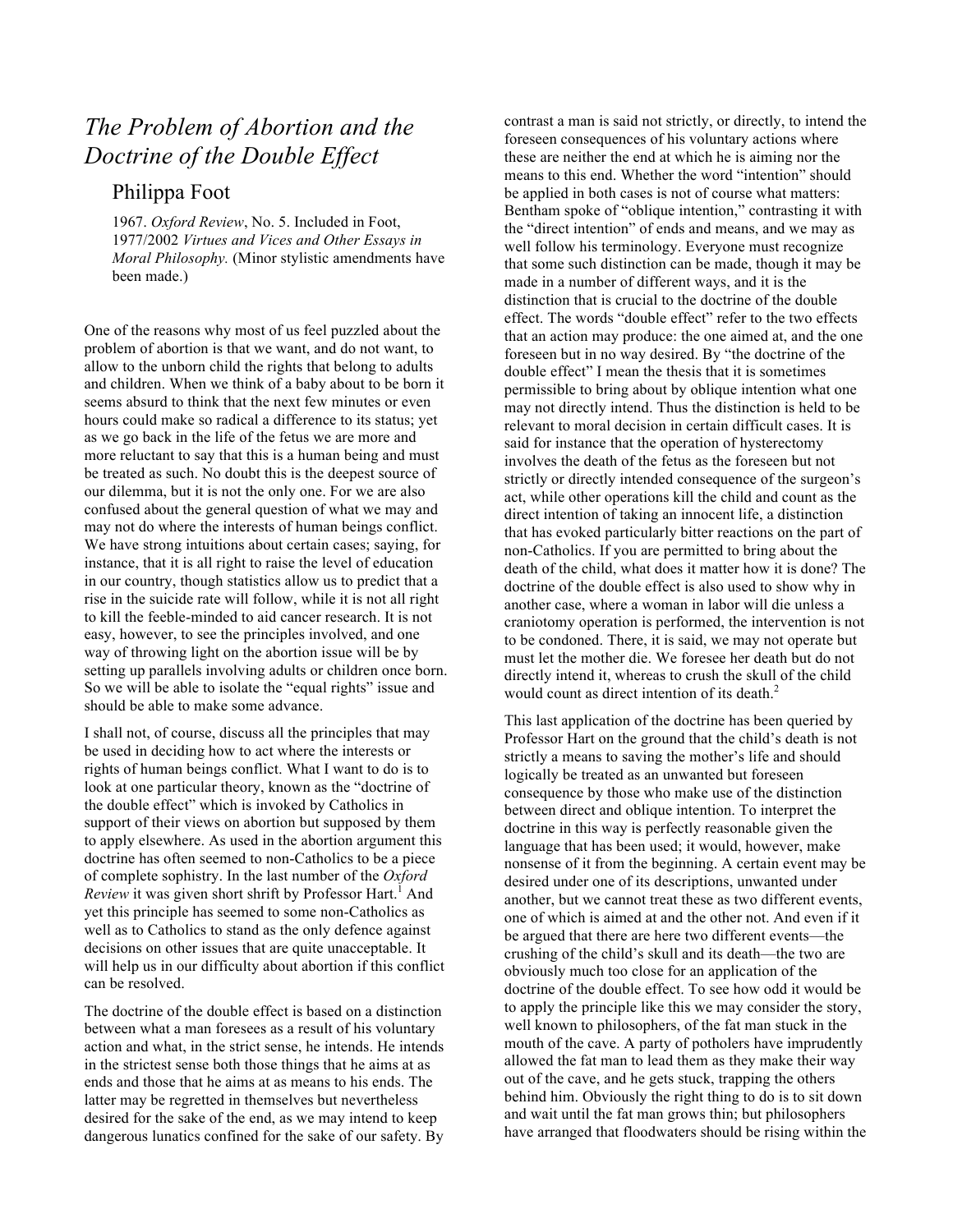# *The Problem of Abortion and the Doctrine of the Double Effect*

## Philippa Foot

1967. *Oxford Review*, No. 5. Included in Foot, 1977/2002 *Virtues and Vices and Other Essays in Moral Philosophy.* (Minor stylistic amendments have been made.)

One of the reasons why most of us feel puzzled about the problem of abortion is that we want, and do not want, to allow to the unborn child the rights that belong to adults and children. When we think of a baby about to be born it seems absurd to think that the next few minutes or even hours could make so radical a difference to its status; yet as we go back in the life of the fetus we are more and more reluctant to say that this is a human being and must be treated as such. No doubt this is the deepest source of our dilemma, but it is not the only one. For we are also confused about the general question of what we may and may not do where the interests of human beings conflict. We have strong intuitions about certain cases; saying, for instance, that it is all right to raise the level of education in our country, though statistics allow us to predict that a rise in the suicide rate will follow, while it is not all right to kill the feeble-minded to aid cancer research. It is not easy, however, to see the principles involved, and one way of throwing light on the abortion issue will be by setting up parallels involving adults or children once born. So we will be able to isolate the "equal rights" issue and should be able to make some advance.

I shall not, of course, discuss all the principles that may be used in deciding how to act where the interests or rights of human beings conflict. What I want to do is to look at one particular theory, known as the "doctrine of the double effect" which is invoked by Catholics in support of their views on abortion but supposed by them to apply elsewhere. As used in the abortion argument this doctrine has often seemed to non-Catholics to be a piece of complete sophistry. In the last number of the *Oxford Review* it was given short shrift by Professor Hart.[1] And yet this principle has seemed to some non-Catholics as well as to Catholics to stand as the only defence against decisions on other issues that are quite unacceptable. It will help us in our difficulty about abortion if this conflict can be resolved.

The doctrine of the double effect is based on a distinction between what a man foresees as a result of his voluntary action and what, in the strict sense, he intends. He intends in the strictest sense both those things that he aims at as ends and those that he aims at as means to his ends. The latter may be regretted in themselves but nevertheless desired for the sake of the end, as we may intend to keep dangerous lunatics confined for the sake of our safety. By contrast a man is said not strictly, or directly, to intend the foreseen consequences of his voluntary actions where these are neither the end at which he is aiming nor the means to this end. Whether the word "intention" should be applied in both cases is not of course what matters: Bentham spoke of "oblique intention," contrasting it with the "direct intention" of ends and means, and we may as well follow his terminology. Everyone must recognize that some such distinction can be made, though it may be made in a number of different ways, and it is the distinction that is crucial to the doctrine of the double effect. The words "double effect" refer to the two effects that an action may produce: the one aimed at, and the one foreseen but in no way desired. By "the doctrine of the double effect" I mean the thesis that it is sometimes permissible to bring about by oblique intention what one may not directly intend. Thus the distinction is held to be relevant to moral decision in certain difficult cases. It is said for instance that the operation of hysterectomy involves the death of the fetus as the foreseen but not strictly or directly intended consequence of the surgeon's act, while other operations kill the child and count as the direct intention of taking an innocent life, a distinction that has evoked particularly bitter reactions on the part of non-Catholics. If you are permitted to bring about the death of the child, what does it matter how it is done? The doctrine of the double effect is also used to show why in another case, where a woman in labor will die unless a craniotomy operation is performed, the intervention is not to be condoned. There, it is said, we may not operate but must let the mother die. We foresee her death but do not directly intend it, whereas to crush the skull of the child would count as direct intention of its death.[2]

This last application of the doctrine has been queried by Professor Hart on the ground that the child's death is not strictly a means to saving the mother's life and should logically be treated as an unwanted but foreseen consequence by those who make use of the distinction between direct and oblique intention. To interpret the doctrine in this way is perfectly reasonable given the language that has been used; it would, however, make nonsense of it from the beginning. A certain event may be desired under one of its descriptions, unwanted under another, but we cannot treat these as two different events, one of which is aimed at and the other not. And even if it be argued that there are here two different events—the crushing of the child's skull and its death—the two are obviously much too close for an application of the doctrine of the double effect. To see how odd it would be to apply the principle like this we may consider the story, well known to philosophers, of the fat man stuck in the mouth of the cave. A party of potholers have imprudently allowed the fat man to lead them as they make their way out of the cave, and he gets stuck, trapping the others behind him. Obviously the right thing to do is to sit down and wait until the fat man grows thin; but philosophers have arranged that floodwaters should be rising within the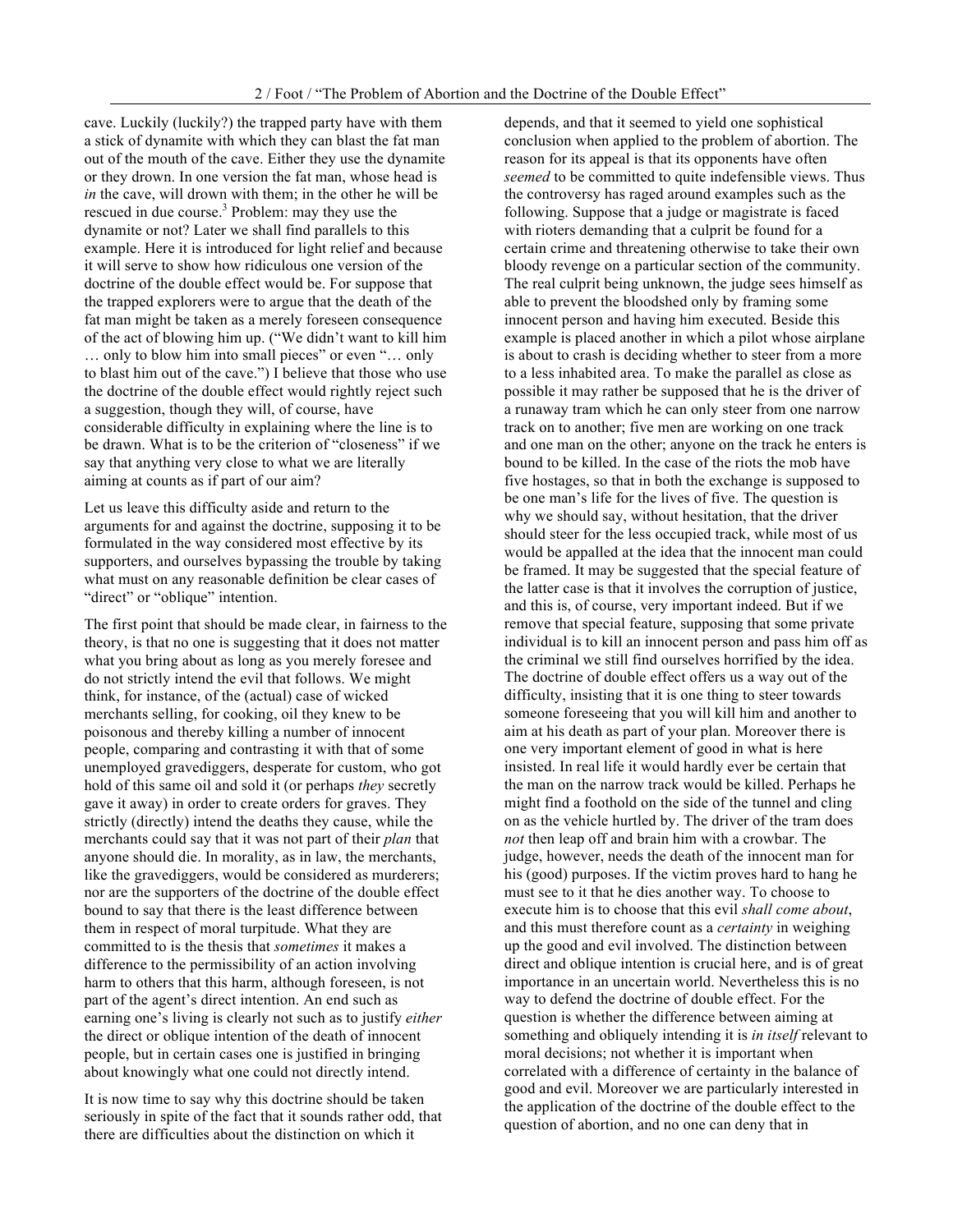cave. Luckily (luckily?) the trapped party have with them a stick of dynamite with which they can blast the fat man out of the mouth of the cave. Either they use the dynamite or they drown. In one version the fat man, whose head is *in* the cave, will drown with them; in the other he will be rescued in due course.[3] Problem: may they use the dynamite or not? Later we shall find parallels to this example. Here it is introduced for light relief and because it will serve to show how ridiculous one version of the doctrine of the double effect would be. For suppose that the trapped explorers were to argue that the death of the fat man might be taken as a merely foreseen consequence of the act of blowing him up. ("We didn't want to kill him … only to blow him into small pieces" or even "… only to blast him out of the cave.") I believe that those who use the doctrine of the double effect would rightly reject such a suggestion, though they will, of course, have considerable difficulty in explaining where the line is to be drawn. What is to be the criterion of "closeness" if we say that anything very close to what we are literally aiming at counts as if part of our aim?

Let us leave this difficulty aside and return to the arguments for and against the doctrine, supposing it to be formulated in the way considered most effective by its supporters, and ourselves bypassing the trouble by taking what must on any reasonable definition be clear cases of "direct" or "oblique" intention.

The first point that should be made clear, in fairness to the theory, is that no one is suggesting that it does not matter what you bring about as long as you merely foresee and do not strictly intend the evil that follows. We might think, for instance, of the (actual) case of wicked merchants selling, for cooking, oil they knew to be poisonous and thereby killing a number of innocent people, comparing and contrasting it with that of some unemployed gravediggers, desperate for custom, who got hold of this same oil and sold it (or perhaps *they* secretly gave it away) in order to create orders for graves. They strictly (directly) intend the deaths they cause, while the merchants could say that it was not part of their *plan* that anyone should die. In morality, as in law, the merchants, like the gravediggers, would be considered as murderers; nor are the supporters of the doctrine of the double effect bound to say that there is the least difference between them in respect of moral turpitude. What they are committed to is the thesis that *sometimes* it makes a difference to the permissibility of an action involving harm to others that this harm, although foreseen, is not part of the agent's direct intention. An end such as earning one's living is clearly not such as to justify *either* the direct or oblique intention of the death of innocent people, but in certain cases one is justified in bringing about knowingly what one could not directly intend.

It is now time to say why this doctrine should be taken seriously in spite of the fact that it sounds rather odd, that there are difficulties about the distinction on which it depends, and that it seemed to yield one sophistical conclusion when applied to the problem of abortion. The reason for its appeal is that its opponents have often *seemed* to be committed to quite indefensible views. Thus the controversy has raged around examples such as the following. Suppose that a judge or magistrate is faced with rioters demanding that a culprit be found for a certain crime and threatening otherwise to take their own bloody revenge on a particular section of the community. The real culprit being unknown, the judge sees himself as able to prevent the bloodshed only by framing some innocent person and having him executed. Beside this example is placed another in which a pilot whose airplane is about to crash is deciding whether to steer from a more to a less inhabited area. To make the parallel as close as possible it may rather be supposed that he is the driver of a runaway tram which he can only steer from one narrow track on to another; five men are working on one track and one man on the other; anyone on the track he enters is bound to be killed. In the case of the riots the mob have five hostages, so that in both the exchange is supposed to be one man's life for the lives of five. The question is why we should say, without hesitation, that the driver should steer for the less occupied track, while most of us would be appalled at the idea that the innocent man could be framed. It may be suggested that the special feature of the latter case is that it involves the corruption of justice, and this is, of course, very important indeed. But if we remove that special feature, supposing that some private individual is to kill an innocent person and pass him off as the criminal we still find ourselves horrified by the idea. The doctrine of double effect offers us a way out of the difficulty, insisting that it is one thing to steer towards someone foreseeing that you will kill him and another to aim at his death as part of your plan. Moreover there is one very important element of good in what is here insisted. In real life it would hardly ever be certain that the man on the narrow track would be killed. Perhaps he might find a foothold on the side of the tunnel and cling on as the vehicle hurtled by. The driver of the tram does *not* then leap off and brain him with a crowbar. The judge, however, needs the death of the innocent man for his (good) purposes. If the victim proves hard to hang he must see to it that he dies another way. To choose to execute him is to choose that this evil *shall come about*, and this must therefore count as a *certainty* in weighing up the good and evil involved. The distinction between direct and oblique intention is crucial here, and is of great importance in an uncertain world. Nevertheless this is no way to defend the doctrine of double effect. For the question is whether the difference between aiming at something and obliquely intending it is *in itself* relevant to moral decisions; not whether it is important when correlated with a difference of certainty in the balance of good and evil. Moreover we are particularly interested in the application of the doctrine of the double effect to the question of abortion, and no one can deny that in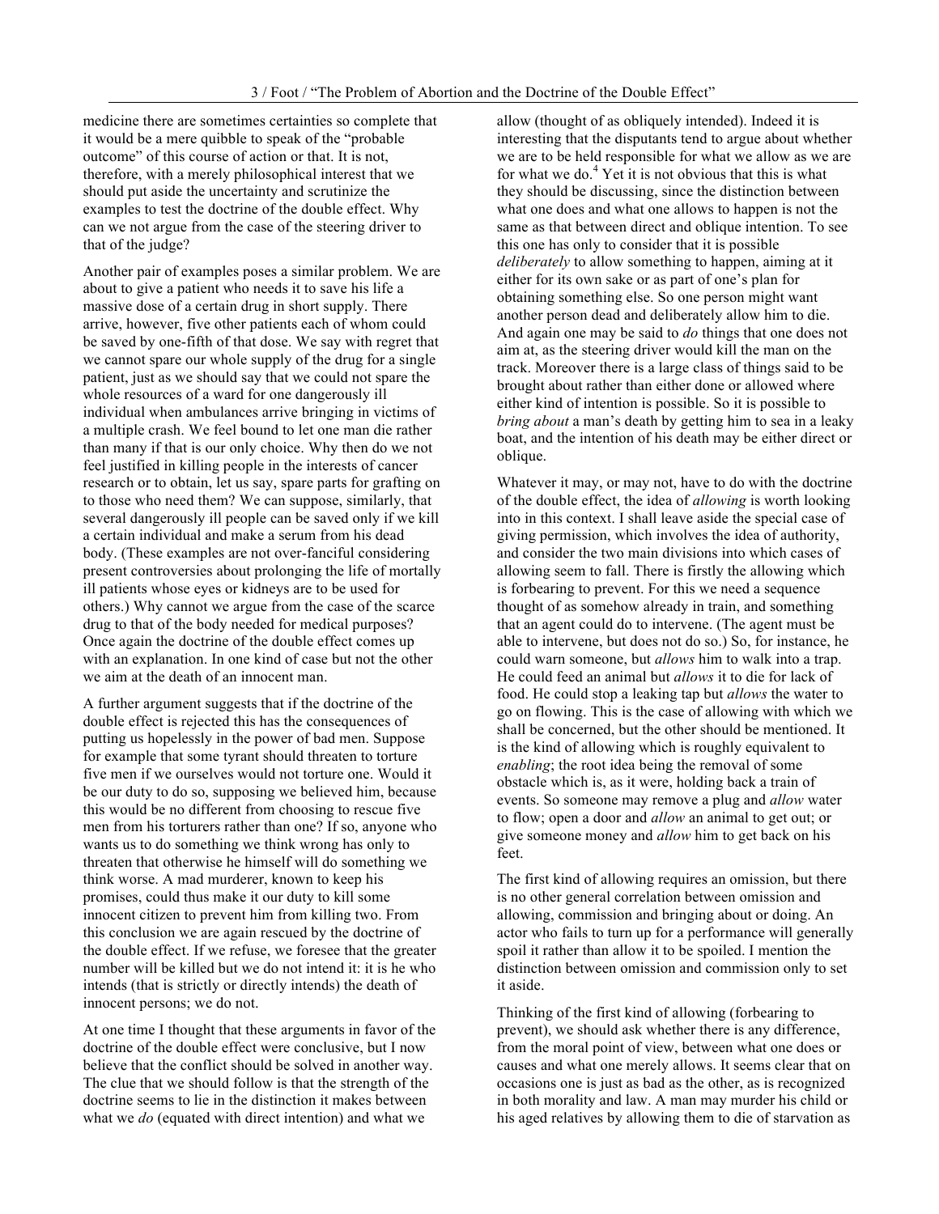medicine there are sometimes certainties so complete that it would be a mere quibble to speak of the "probable outcome" of this course of action or that. It is not, therefore, with a merely philosophical interest that we should put aside the uncertainty and scrutinize the examples to test the doctrine of the double effect. Why can we not argue from the case of the steering driver to that of the judge?

Another pair of examples poses a similar problem. We are about to give a patient who needs it to save his life a massive dose of a certain drug in short supply. There arrive, however, five other patients each of whom could be saved by one-fifth of that dose. We say with regret that we cannot spare our whole supply of the drug for a single patient, just as we should say that we could not spare the whole resources of a ward for one dangerously ill individual when ambulances arrive bringing in victims of a multiple crash. We feel bound to let one man die rather than many if that is our only choice. Why then do we not feel justified in killing people in the interests of cancer research or to obtain, let us say, spare parts for grafting on to those who need them? We can suppose, similarly, that several dangerously ill people can be saved only if we kill a certain individual and make a serum from his dead body. (These examples are not over-fanciful considering present controversies about prolonging the life of mortally ill patients whose eyes or kidneys are to be used for others.) Why cannot we argue from the case of the scarce drug to that of the body needed for medical purposes? Once again the doctrine of the double effect comes up with an explanation. In one kind of case but not the other we aim at the death of an innocent man.

A further argument suggests that if the doctrine of the double effect is rejected this has the consequences of putting us hopelessly in the power of bad men. Suppose for example that some tyrant should threaten to torture five men if we ourselves would not torture one. Would it be our duty to do so, supposing we believed him, because this would be no different from choosing to rescue five men from his torturers rather than one? If so, anyone who wants us to do something we think wrong has only to threaten that otherwise he himself will do something we think worse. A mad murderer, known to keep his promises, could thus make it our duty to kill some innocent citizen to prevent him from killing two. From this conclusion we are again rescued by the doctrine of the double effect. If we refuse, we foresee that the greater number will be killed but we do not intend it: it is he who intends (that is strictly or directly intends) the death of innocent persons; we do not.

At one time I thought that these arguments in favor of the doctrine of the double effect were conclusive, but I now believe that the conflict should be solved in another way. The clue that we should follow is that the strength of the doctrine seems to lie in the distinction it makes between what we *do* (equated with direct intention) and what we allow (thought of as obliquely intended). Indeed it is interesting that the disputants tend to argue about whether we are to be held responsible for what we allow as we are for what we do.[4] Yet it is not obvious that this is what they should be discussing, since the distinction between what one does and what one allows to happen is not the same as that between direct and oblique intention. To see this one has only to consider that it is possible *deliberately* to allow something to happen, aiming at it either for its own sake or as part of one's plan for obtaining something else. So one person might want another person dead and deliberately allow him to die. And again one may be said to *do* things that one does not aim at, as the steering driver would kill the man on the track. Moreover there is a large class of things said to be brought about rather than either done or allowed where either kind of intention is possible. So it is possible to *bring about* a man's death by getting him to sea in a leaky boat, and the intention of his death may be either direct or oblique.

Whatever it may, or may not, have to do with the doctrine of the double effect, the idea of *allowing* is worth looking into in this context. I shall leave aside the special case of giving permission, which involves the idea of authority, and consider the two main divisions into which cases of allowing seem to fall. There is firstly the allowing which is forbearing to prevent. For this we need a sequence thought of as somehow already in train, and something that an agent could do to intervene. (The agent must be able to intervene, but does not do so.) So, for instance, he could warn someone, but *allows* him to walk into a trap. He could feed an animal but *allows* it to die for lack of food. He could stop a leaking tap but *allows* the water to go on flowing. This is the case of allowing with which we shall be concerned, but the other should be mentioned. It is the kind of allowing which is roughly equivalent to *enabling*; the root idea being the removal of some obstacle which is, as it were, holding back a train of events. So someone may remove a plug and *allow* water to flow; open a door and *allow* an animal to get out; or give someone money and *allow* him to get back on his feet.

The first kind of allowing requires an omission, but there is no other general correlation between omission and allowing, commission and bringing about or doing. An actor who fails to turn up for a performance will generally spoil it rather than allow it to be spoiled. I mention the distinction between omission and commission only to set it aside.

Thinking of the first kind of allowing (forbearing to prevent), we should ask whether there is any difference, from the moral point of view, between what one does or causes and what one merely allows. It seems clear that on occasions one is just as bad as the other, as is recognized in both morality and law. A man may murder his child or his aged relatives by allowing them to die of starvation as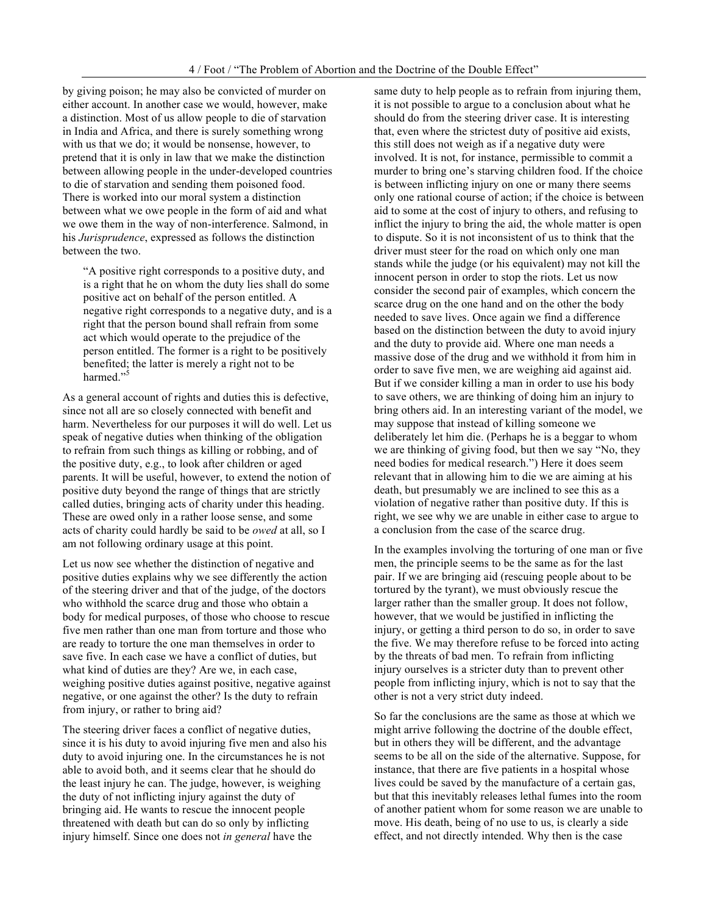by giving poison; he may also be convicted of murder on either account. In another case we would, however, make a distinction. Most of us allow people to die of starvation in India and Africa, and there is surely something wrong with us that we do; it would be nonsense, however, to pretend that it is only in law that we make the distinction between allowing people in the under-developed countries to die of starvation and sending them poisoned food. There is worked into our moral system a distinction between what we owe people in the form of aid and what we owe them in the way of non-interference. Salmond, in his *Jurisprudence*, expressed as follows the distinction between the two.

> "A positive right corresponds to a positive duty, and is a right that he on whom the duty lies shall do some positive act on behalf of the person entitled. A negative right corresponds to a negative duty, and is a right that the person bound shall refrain from some act which would operate to the prejudice of the person entitled. The former is a right to be positively benefited; the latter is merely a right not to be harmed."[5]

As a general account of rights and duties this is defective, since not all are so closely connected with benefit and harm. Nevertheless for our purposes it will do well. Let us speak of negative duties when thinking of the obligation to refrain from such things as killing or robbing, and of the positive duty, e.g., to look after children or aged parents. It will be useful, however, to extend the notion of positive duty beyond the range of things that are strictly called duties, bringing acts of charity under this heading. These are owed only in a rather loose sense, and some acts of charity could hardly be said to be *owed* at all, so I am not following ordinary usage at this point.

Let us now see whether the distinction of negative and positive duties explains why we see differently the action of the steering driver and that of the judge, of the doctors who withhold the scarce drug and those who obtain a body for medical purposes, of those who choose to rescue five men rather than one man from torture and those who are ready to torture the one man themselves in order to save five. In each case we have a conflict of duties, but what kind of duties are they? Are we, in each case, weighing positive duties against positive, negative against negative, or one against the other? Is the duty to refrain from injury, or rather to bring aid?

The steering driver faces a conflict of negative duties, since it is his duty to avoid injuring five men and also his duty to avoid injuring one. In the circumstances he is not able to avoid both, and it seems clear that he should do the least injury he can. The judge, however, is weighing the duty of not inflicting injury against the duty of bringing aid. He wants to rescue the innocent people threatened with death but can do so only by inflicting injury himself. Since one does not *in general* have the same duty to help people as to refrain from injuring them, it is not possible to argue to a conclusion about what he should do from the steering driver case. It is interesting that, even where the strictest duty of positive aid exists, this still does not weigh as if a negative duty were involved. It is not, for instance, permissible to commit a murder to bring one's starving children food. If the choice is between inflicting injury on one or many there seems only one rational course of action; if the choice is between aid to some at the cost of injury to others, and refusing to inflict the injury to bring the aid, the whole matter is open to dispute. So it is not inconsistent of us to think that the driver must steer for the road on which only one man stands while the judge (or his equivalent) may not kill the innocent person in order to stop the riots. Let us now consider the second pair of examples, which concern the scarce drug on the one hand and on the other the body needed to save lives. Once again we find a difference based on the distinction between the duty to avoid injury and the duty to provide aid. Where one man needs a massive dose of the drug and we withhold it from him in order to save five men, we are weighing aid against aid. But if we consider killing a man in order to use his body to save others, we are thinking of doing him an injury to bring others aid. In an interesting variant of the model, we may suppose that instead of killing someone we deliberately let him die. (Perhaps he is a beggar to whom we are thinking of giving food, but then we say "No, they need bodies for medical research.") Here it does seem relevant that in allowing him to die we are aiming at his death, but presumably we are inclined to see this as a violation of negative rather than positive duty. If this is right, we see why we are unable in either case to argue to a conclusion from the case of the scarce drug.

In the examples involving the torturing of one man or five men, the principle seems to be the same as for the last pair. If we are bringing aid (rescuing people about to be tortured by the tyrant), we must obviously rescue the larger rather than the smaller group. It does not follow, however, that we would be justified in inflicting the injury, or getting a third person to do so, in order to save the five. We may therefore refuse to be forced into acting by the threats of bad men. To refrain from inflicting injury ourselves is a stricter duty than to prevent other people from inflicting injury, which is not to say that the other is not a very strict duty indeed.

So far the conclusions are the same as those at which we might arrive following the doctrine of the double effect, but in others they will be different, and the advantage seems to be all on the side of the alternative. Suppose, for instance, that there are five patients in a hospital whose lives could be saved by the manufacture of a certain gas, but that this inevitably releases lethal fumes into the room of another patient whom for some reason we are unable to move. His death, being of no use to us, is clearly a side effect, and not directly intended. Why then is the case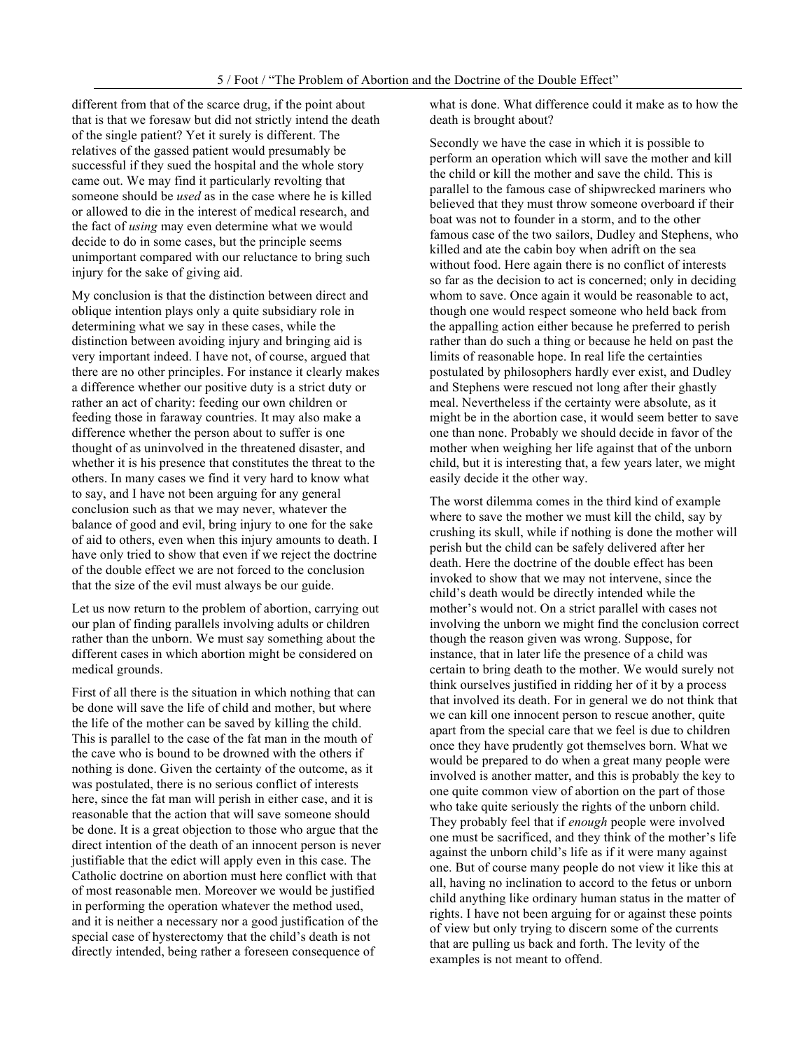different from that of the scarce drug, if the point about that is that we foresaw but did not strictly intend the death of the single patient? Yet it surely is different. The relatives of the gassed patient would presumably be successful if they sued the hospital and the whole story came out. We may find it particularly revolting that someone should be *used* as in the case where he is killed or allowed to die in the interest of medical research, and the fact of *using* may even determine what we would decide to do in some cases, but the principle seems unimportant compared with our reluctance to bring such injury for the sake of giving aid.

My conclusion is that the distinction between direct and oblique intention plays only a quite subsidiary role in determining what we say in these cases, while the distinction between avoiding injury and bringing aid is very important indeed. I have not, of course, argued that there are no other principles. For instance it clearly makes a difference whether our positive duty is a strict duty or rather an act of charity: feeding our own children or feeding those in faraway countries. It may also make a difference whether the person about to suffer is one thought of as uninvolved in the threatened disaster, and whether it is his presence that constitutes the threat to the others. In many cases we find it very hard to know what to say, and I have not been arguing for any general conclusion such as that we may never, whatever the balance of good and evil, bring injury to one for the sake of aid to others, even when this injury amounts to death. I have only tried to show that even if we reject the doctrine of the double effect we are not forced to the conclusion that the size of the evil must always be our guide.

Let us now return to the problem of abortion, carrying out our plan of finding parallels involving adults or children rather than the unborn. We must say something about the different cases in which abortion might be considered on medical grounds.

First of all there is the situation in which nothing that can be done will save the life of child and mother, but where the life of the mother can be saved by killing the child. This is parallel to the case of the fat man in the mouth of the cave who is bound to be drowned with the others if nothing is done. Given the certainty of the outcome, as it was postulated, there is no serious conflict of interests here, since the fat man will perish in either case, and it is reasonable that the action that will save someone should be done. It is a great objection to those who argue that the direct intention of the death of an innocent person is never justifiable that the edict will apply even in this case. The Catholic doctrine on abortion must here conflict with that of most reasonable men. Moreover we would be justified in performing the operation whatever the method used, and it is neither a necessary nor a good justification of the special case of hysterectomy that the child's death is not directly intended, being rather a foreseen consequence of what is done. What difference could it make as to how the death is brought about?

Secondly we have the case in which it is possible to perform an operation which will save the mother and kill the child or kill the mother and save the child. This is parallel to the famous case of shipwrecked mariners who believed that they must throw someone overboard if their boat was not to founder in a storm, and to the other famous case of the two sailors, Dudley and Stephens, who killed and ate the cabin boy when adrift on the sea without food. Here again there is no conflict of interests so far as the decision to act is concerned; only in deciding whom to save. Once again it would be reasonable to act, though one would respect someone who held back from the appalling action either because he preferred to perish rather than do such a thing or because he held on past the limits of reasonable hope. In real life the certainties postulated by philosophers hardly ever exist, and Dudley and Stephens were rescued not long after their ghastly meal. Nevertheless if the certainty were absolute, as it might be in the abortion case, it would seem better to save one than none. Probably we should decide in favor of the mother when weighing her life against that of the unborn child, but it is interesting that, a few years later, we might easily decide it the other way.

The worst dilemma comes in the third kind of example where to save the mother we must kill the child, say by crushing its skull, while if nothing is done the mother will perish but the child can be safely delivered after her death. Here the doctrine of the double effect has been invoked to show that we may not intervene, since the child's death would be directly intended while the mother's would not. On a strict parallel with cases not involving the unborn we might find the conclusion correct though the reason given was wrong. Suppose, for instance, that in later life the presence of a child was certain to bring death to the mother. We would surely not think ourselves justified in ridding her of it by a process that involved its death. For in general we do not think that we can kill one innocent person to rescue another, quite apart from the special care that we feel is due to children once they have prudently got themselves born. What we would be prepared to do when a great many people were involved is another matter, and this is probably the key to one quite common view of abortion on the part of those who take quite seriously the rights of the unborn child. They probably feel that if *enough* people were involved one must be sacrificed, and they think of the mother's life against the unborn child's life as if it were many against one. But of course many people do not view it like this at all, having no inclination to accord to the fetus or unborn child anything like ordinary human status in the matter of rights. I have not been arguing for or against these points of view but only trying to discern some of the currents that are pulling us back and forth. The levity of the examples is not meant to offend.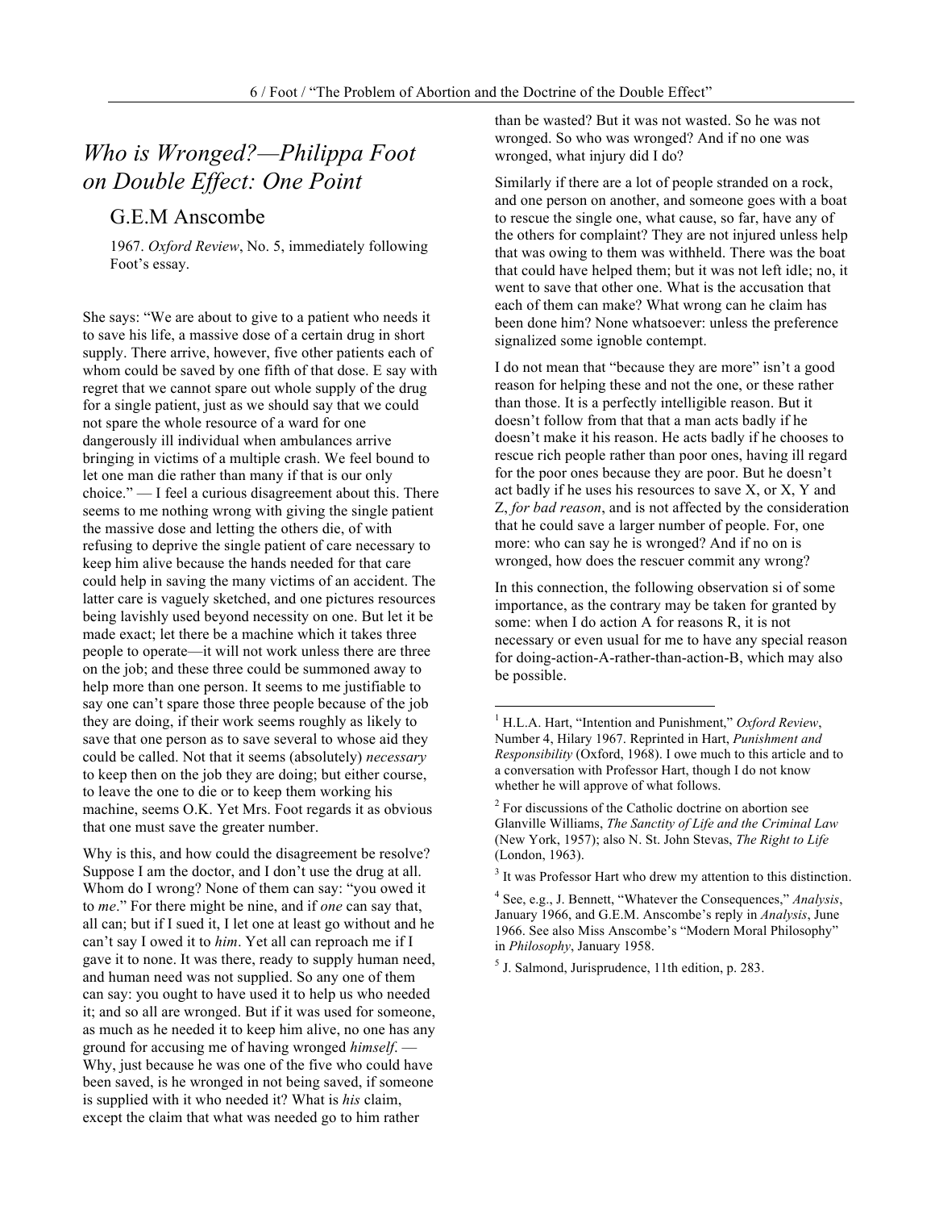# *Who is Wronged?—Philippa Foot on Double Effect: One Point*

## G.E.M Anscombe

1967. *Oxford Review*, No. 5, immediately following Foot's essay.

She says: "We are about to give to a patient who needs it to save his life, a massive dose of a certain drug in short supply. There arrive, however, five other patients each of whom could be saved by one fifth of that dose. E say with regret that we cannot spare out whole supply of the drug for a single patient, just as we should say that we could not spare the whole resource of a ward for one dangerously ill individual when ambulances arrive bringing in victims of a multiple crash. We feel bound to let one man die rather than many if that is our only choice." — I feel a curious disagreement about this. There seems to me nothing wrong with giving the single patient the massive dose and letting the others die, of with refusing to deprive the single patient of care necessary to keep him alive because the hands needed for that care could help in saving the many victims of an accident. The latter care is vaguely sketched, and one pictures resources being lavishly used beyond necessity on one. But let it be made exact; let there be a machine which it takes three people to operate—it will not work unless there are three on the job; and these three could be summoned away to help more than one person. It seems to me justifiable to say one can't spare those three people because of the job they are doing, if their work seems roughly as likely to save that one person as to save several to whose aid they could be called. Not that it seems (absolutely) *necessary* to keep then on the job they are doing; but either course, to leave the one to die or to keep them working his machine, seems O.K. Yet Mrs. Foot regards it as obvious that one must save the greater number.

Why is this, and how could the disagreement be resolve? Suppose I am the doctor, and I don't use the drug at all. Whom do I wrong? None of them can say: "you owed it to *me*." For there might be nine, and if *one* can say that, all can; but if I sued it, I let one at least go without and he can't say I owed it to *him*. Yet all can reproach me if I gave it to none. It was there, ready to supply human need, and human need was not supplied. So any one of them can say: you ought to have used it to help us who needed it; and so all are wronged. But if it was used for someone, as much as he needed it to keep him alive, no one has any ground for accusing me of having wronged *himself*. — Why, just because he was one of the five who could have been saved, is he wronged in not being saved, if someone is supplied with it who needed it? What is *his* claim, except the claim that what was needed go to him rather than be wasted? But it was not wasted. So he was not wronged. So who was wronged? And if no one was wronged, what injury did I do?

Similarly if there are a lot of people stranded on a rock, and one person on another, and someone goes with a boat to rescue the single one, what cause, so far, have any of the others for complaint? They are not injured unless help that was owing to them was withheld. There was the boat that could have helped them; but it was not left idle; no, it went to save that other one. What is the accusation that each of them can make? What wrong can he claim has been done him? None whatsoever: unless the preference signalized some ignoble contempt.

I do not mean that "because they are more" isn't a good reason for helping these and not the one, or these rather than those. It is a perfectly intelligible reason. But it doesn't follow from that that a man acts badly if he doesn't make it his reason. He acts badly if he chooses to rescue rich people rather than poor ones, having ill regard for the poor ones because they are poor. But he doesn't act badly if he uses his resources to save X, or X, Y and Z, *for bad reason*, and is not affected by the consideration that he could save a larger number of people. For, one more: who can say he is wronged? And if no on is wronged, how does the rescuer commit any wrong?

In this connection, the following observation si of some importance, as the contrary may be taken for granted by some: when I do action A for reasons R, it is not necessary or even usual for me to have any special reason for doing-action-A-rather-than-action-B, which may also be possible.

---

[1] H.L.A. Hart, "Intention and Punishment," *Oxford Review*, Number 4, Hilary 1967. Reprinted in Hart, *Punishment and Responsibility* (Oxford, 1968). I owe much to this article and to a conversation with Professor Hart, though I do not know whether he will approve of what follows.

[2] For discussions of the Catholic doctrine on abortion see Glanville Williams, *The Sanctity of Life and the Criminal Law* (New York, 1957); also N. St. John Stevas, *The Right to Life* (London, 1963).

[3] It was Professor Hart who drew my attention to this distinction.

[4] See, e.g., J. Bennett, "Whatever the Consequences," *Analysis*, January 1966, and G.E.M. Anscombe's reply in *Analysis*, June 1966. See also Miss Anscombe's "Modern Moral Philosophy" in *Philosophy*, January 1958.

[5] J. Salmond, Jurisprudence, 11th edition, p. 283.